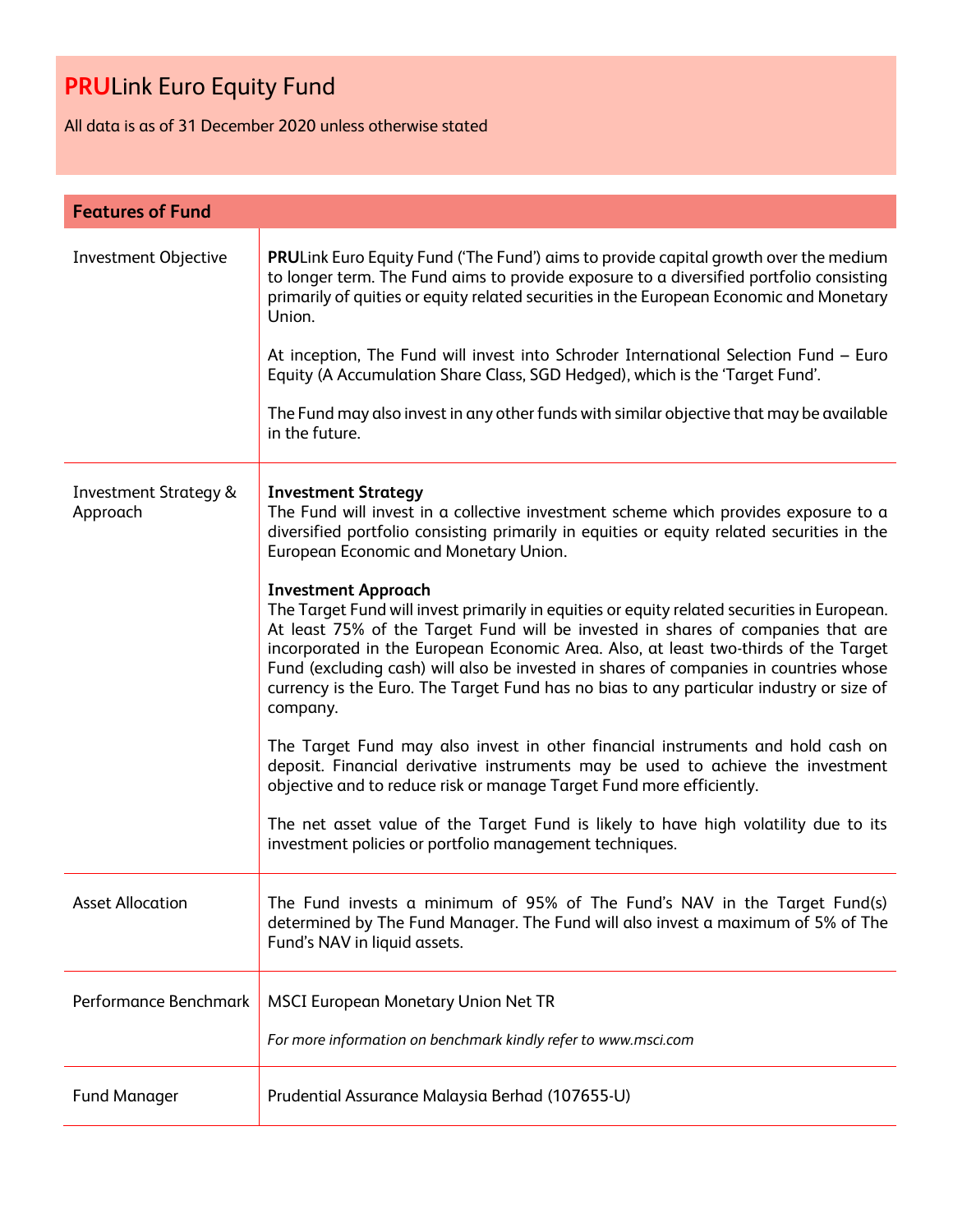# **PRU**Link Euro Equity Fund

All data is as of 31 December 2020 unless otherwise stated

## Features of Fund

| | |
|---|---|
| Investment Objective | **PRU**Link Euro Equity Fund ('The Fund') aims to provide capital growth over the medium to longer term. The Fund aims to provide exposure to a diversified portfolio consisting primarily of quities or equity related securities in the European Economic and Monetary Union.<br><br>At inception, The Fund will invest into Schroder International Selection Fund – Euro Equity (A Accumulation Share Class, SGD Hedged), which is the 'Target Fund'.<br><br>The Fund may also invest in any other funds with similar objective that may be available in the future. |
| Investment Strategy & Approach | **Investment Strategy**<br>The Fund will invest in a collective investment scheme which provides exposure to a diversified portfolio consisting primarily in equities or equity related securities in the European Economic and Monetary Union.<br><br>**Investment Approach**<br>The Target Fund will invest primarily in equities or equity related securities in European. At least 75% of the Target Fund will be invested in shares of companies that are incorporated in the European Economic Area. Also, at least two-thirds of the Target Fund (excluding cash) will also be invested in shares of companies in countries whose currency is the Euro. The Target Fund has no bias to any particular industry or size of company.<br><br>The Target Fund may also invest in other financial instruments and hold cash on deposit. Financial derivative instruments may be used to achieve the investment objective and to reduce risk or manage Target Fund more efficiently.<br><br>The net asset value of the Target Fund is likely to have high volatility due to its investment policies or portfolio management techniques. |
| Asset Allocation | The Fund invests a minimum of 95% of The Fund's NAV in the Target Fund(s) determined by The Fund Manager. The Fund will also invest a maximum of 5% of The Fund's NAV in liquid assets. |
| Performance Benchmark | MSCI European Monetary Union Net TR<br><br>*For more information on benchmark kindly refer to www.msci.com* |
| Fund Manager | Prudential Assurance Malaysia Berhad (107655-U) |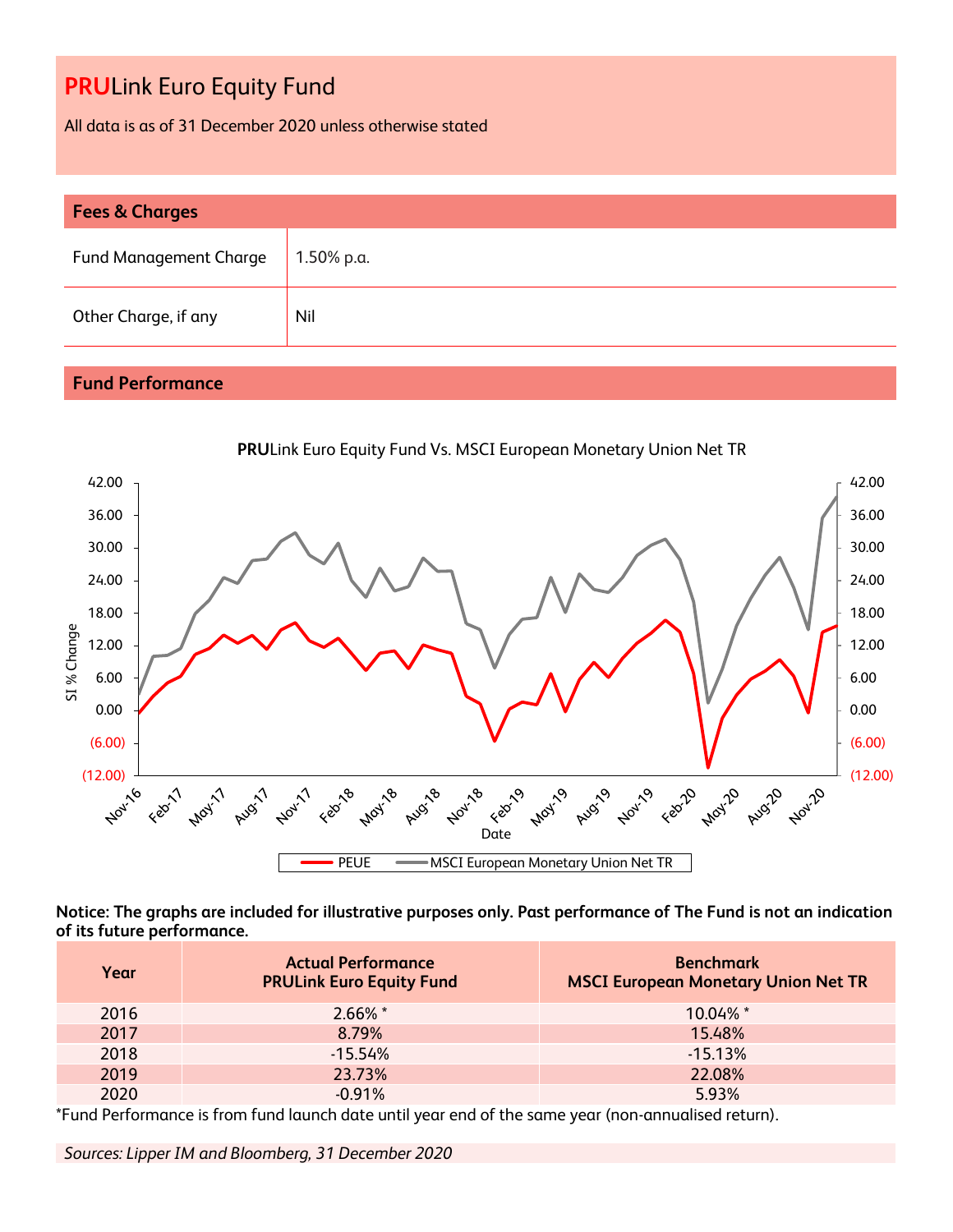# **PRU**Link Euro Equity Fund

All data is as of 31 December 2020 unless otherwise stated

## Fees & Charges

| Fund Management Charge | 1.50% p.a. |
|---|---|
| Other Charge, if any | Nil |

## Fund Performance

**PRU**Link Euro Equity Fund Vs. MSCI European Monetary Union Net TR

**Notice: The graphs are included for illustrative purposes only. Past performance of The Fund is not an indication of its future performance.**

| Year | Actual Performance PRULink Euro Equity Fund | Benchmark MSCI European Monetary Union Net TR |
|---|---|---|
| 2016 | 2.66% * | 10.04% * |
| 2017 | 8.79% | 15.48% |
| 2018 | -15.54% | -15.13% |
| 2019 | 23.73% | 22.08% |
| 2020 | -0.91% | 5.93% |

*Fund Performance is from fund launch date until year end of the same year (non-annualised return).

*Sources: Lipper IM and Bloomberg, 31 December 2020*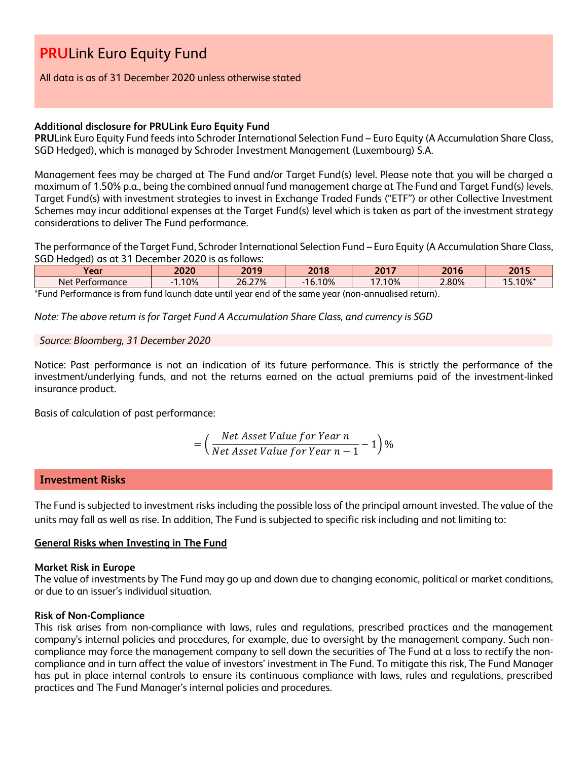# **PRU**Link Euro Equity Fund

All data is as of 31 December 2020 unless otherwise stated

**Additional disclosure for PRULink Euro Equity Fund**

**PRU**Link Euro Equity Fund feeds into Schroder International Selection Fund – Euro Equity (A Accumulation Share Class, SGD Hedged), which is managed by Schroder Investment Management (Luxembourg) S.A.

Management fees may be charged at The Fund and/or Target Fund(s) level. Please note that you will be charged a maximum of 1.50% p.a., being the combined annual fund management charge at The Fund and Target Fund(s) levels. Target Fund(s) with investment strategies to invest in Exchange Traded Funds ("ETF") or other Collective Investment Schemes may incur additional expenses at the Target Fund(s) level which is taken as part of the investment strategy considerations to deliver The Fund performance.

The performance of the Target Fund, Schroder International Selection Fund – Euro Equity (A Accumulation Share Class, SGD Hedged) as at 31 December 2020 is as follows:

| Year | 2020 | 2019 | 2018 | 2017 | 2016 | 2015 |
|---|---|---|---|---|---|---|
| Net Performance | -1.10% | 26.27% | -16.10% | 17.10% | 2.80% | 15.10%* |

*Fund Performance is from fund launch date until year end of the same year (non-annualised return).

*Note: The above return is for Target Fund A Accumulation Share Class, and currency is SGD*

*Source: Bloomberg, 31 December 2020*

Notice: Past performance is not an indication of its future performance. This is strictly the performance of the investment/underlying funds, and not the returns earned on the actual premiums paid of the investment-linked insurance product.

Basis of calculation of past performance:

$$= \left( \frac{Net\ Asset\ Value\ for\ Year\ n}{Net\ Asset\ Value\ for\ Year\ n-1} - 1 \right)\%$$

## Investment Risks

The Fund is subjected to investment risks including the possible loss of the principal amount invested. The value of the units may fall as well as rise. In addition, The Fund is subjected to specific risk including and not limiting to:

### General Risks when Investing in The Fund

**Market Risk in Europe**

The value of investments by The Fund may go up and down due to changing economic, political or market conditions, or due to an issuer's individual situation.

**Risk of Non-Compliance**

This risk arises from non-compliance with laws, rules and regulations, prescribed practices and the management company's internal policies and procedures, for example, due to oversight by the management company. Such non-compliance may force the management company to sell down the securities of The Fund at a loss to rectify the non-compliance and in turn affect the value of investors' investment in The Fund. To mitigate this risk, The Fund Manager has put in place internal controls to ensure its continuous compliance with laws, rules and regulations, prescribed practices and The Fund Manager's internal policies and procedures.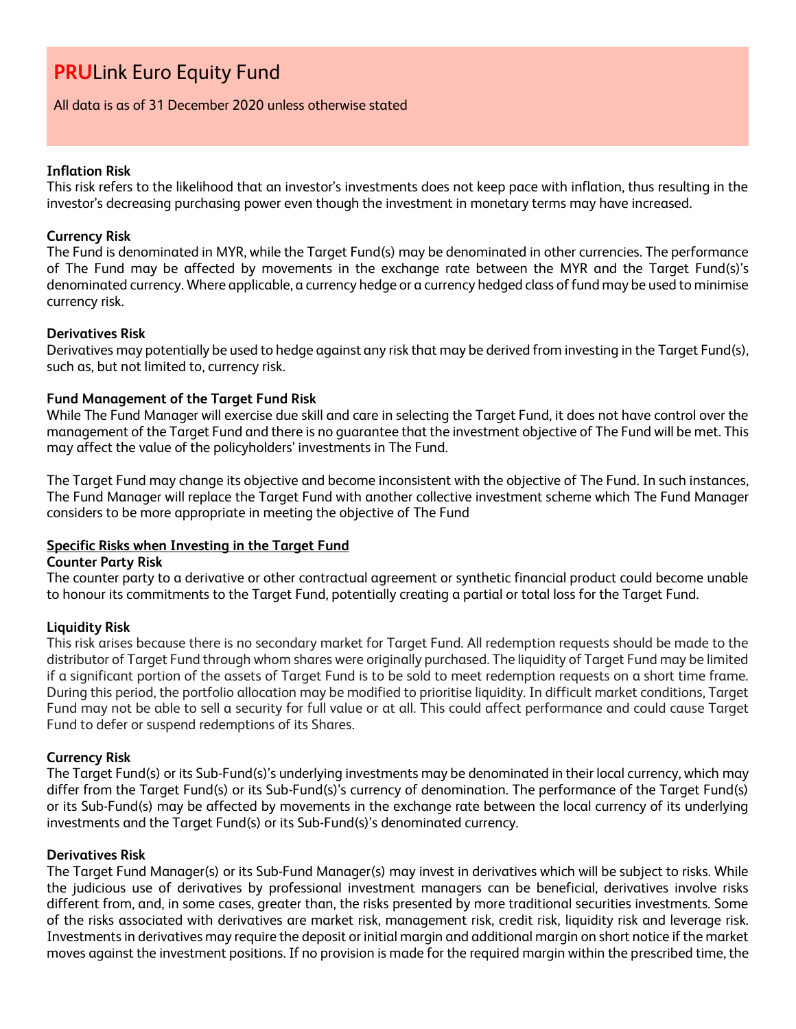# **PRU**Link Euro Equity Fund

All data is as of 31 December 2020 unless otherwise stated

**Inflation Risk**
This risk refers to the likelihood that an investor's investments does not keep pace with inflation, thus resulting in the investor's decreasing purchasing power even though the investment in monetary terms may have increased.

**Currency Risk**
The Fund is denominated in MYR, while the Target Fund(s) may be denominated in other currencies. The performance of The Fund may be affected by movements in the exchange rate between the MYR and the Target Fund(s)'s denominated currency. Where applicable, a currency hedge or a currency hedged class of fund may be used to minimise currency risk.

**Derivatives Risk**
Derivatives may potentially be used to hedge against any risk that may be derived from investing in the Target Fund(s), such as, but not limited to, currency risk.

**Fund Management of the Target Fund Risk**
While The Fund Manager will exercise due skill and care in selecting the Target Fund, it does not have control over the management of the Target Fund and there is no guarantee that the investment objective of The Fund will be met. This may affect the value of the policyholders' investments in The Fund.

The Target Fund may change its objective and become inconsistent with the objective of The Fund. In such instances, The Fund Manager will replace the Target Fund with another collective investment scheme which The Fund Manager considers to be more appropriate in meeting the objective of The Fund

**Specific Risks when Investing in the Target Fund**

**Counter Party Risk**
The counter party to a derivative or other contractual agreement or synthetic financial product could become unable to honour its commitments to the Target Fund, potentially creating a partial or total loss for the Target Fund.

**Liquidity Risk**
This risk arises because there is no secondary market for Target Fund. All redemption requests should be made to the distributor of Target Fund through whom shares were originally purchased. The liquidity of Target Fund may be limited if a significant portion of the assets of Target Fund is to be sold to meet redemption requests on a short time frame. During this period, the portfolio allocation may be modified to prioritise liquidity. In difficult market conditions, Target Fund may not be able to sell a security for full value or at all. This could affect performance and could cause Target Fund to defer or suspend redemptions of its Shares.

**Currency Risk**
The Target Fund(s) or its Sub-Fund(s)'s underlying investments may be denominated in their local currency, which may differ from the Target Fund(s) or its Sub-Fund(s)'s currency of denomination. The performance of the Target Fund(s) or its Sub-Fund(s) may be affected by movements in the exchange rate between the local currency of its underlying investments and the Target Fund(s) or its Sub-Fund(s)'s denominated currency.

**Derivatives Risk**
The Target Fund Manager(s) or its Sub-Fund Manager(s) may invest in derivatives which will be subject to risks. While the judicious use of derivatives by professional investment managers can be beneficial, derivatives involve risks different from, and, in some cases, greater than, the risks presented by more traditional securities investments. Some of the risks associated with derivatives are market risk, management risk, credit risk, liquidity risk and leverage risk. Investments in derivatives may require the deposit or initial margin and additional margin on short notice if the market moves against the investment positions. If no provision is made for the required margin within the prescribed time, the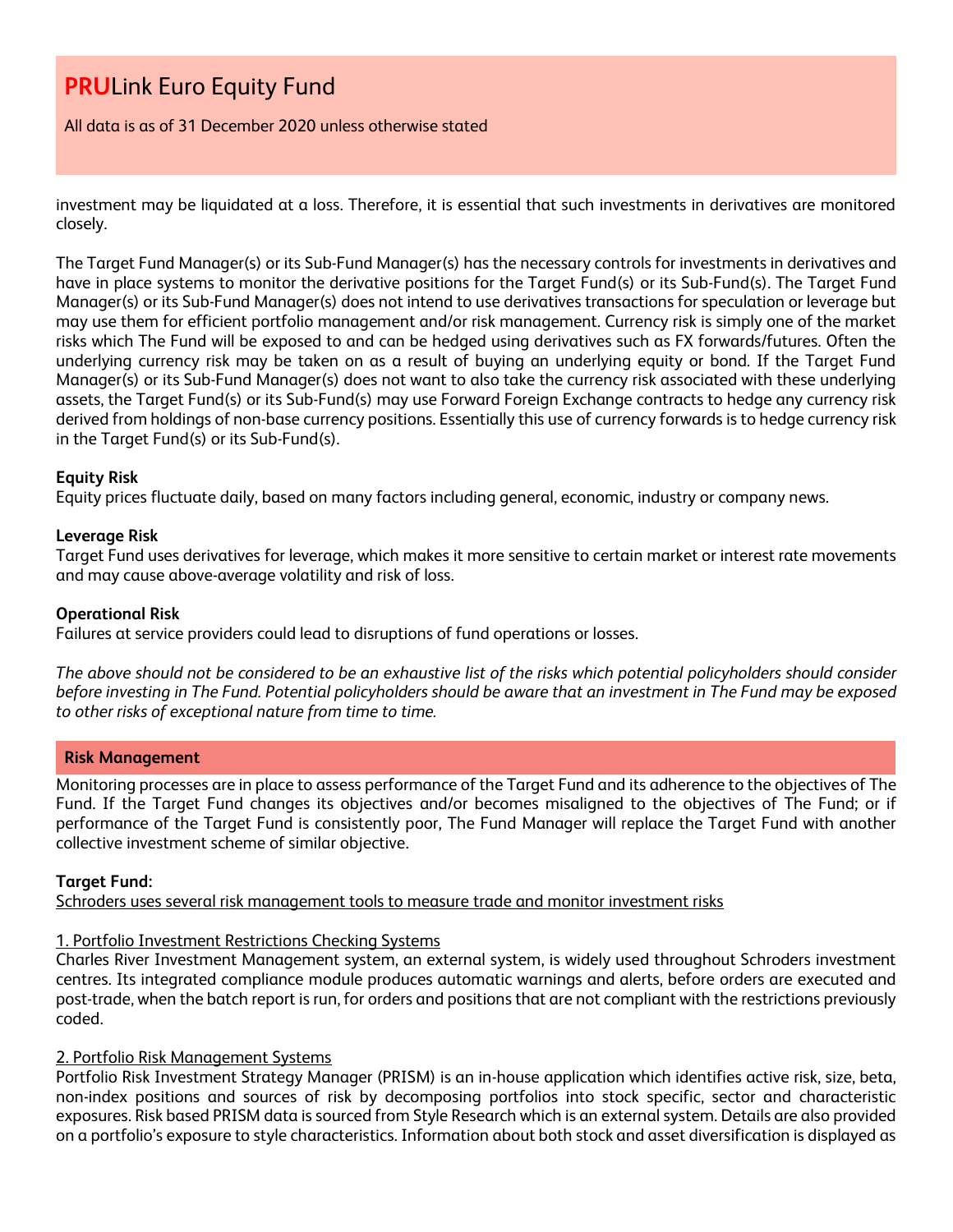investment may be liquidated at a loss. Therefore, it is essential that such investments in derivatives are monitored closely.

The Target Fund Manager(s) or its Sub-Fund Manager(s) has the necessary controls for investments in derivatives and have in place systems to monitor the derivative positions for the Target Fund(s) or its Sub-Fund(s). The Target Fund Manager(s) or its Sub-Fund Manager(s) does not intend to use derivatives transactions for speculation or leverage but may use them for efficient portfolio management and/or risk management. Currency risk is simply one of the market risks which The Fund will be exposed to and can be hedged using derivatives such as FX forwards/futures. Often the underlying currency risk may be taken on as a result of buying an underlying equity or bond. If the Target Fund Manager(s) or its Sub-Fund Manager(s) does not want to also take the currency risk associated with these underlying assets, the Target Fund(s) or its Sub-Fund(s) may use Forward Foreign Exchange contracts to hedge any currency risk derived from holdings of non-base currency positions. Essentially this use of currency forwards is to hedge currency risk in the Target Fund(s) or its Sub-Fund(s).

**Equity Risk**
Equity prices fluctuate daily, based on many factors including general, economic, industry or company news.

**Leverage Risk**
Target Fund uses derivatives for leverage, which makes it more sensitive to certain market or interest rate movements and may cause above-average volatility and risk of loss.

**Operational Risk**
Failures at service providers could lead to disruptions of fund operations or losses.

*The above should not be considered to be an exhaustive list of the risks which potential policyholders should consider before investing in The Fund. Potential policyholders should be aware that an investment in The Fund may be exposed to other risks of exceptional nature from time to time.*

## Risk Management

Monitoring processes are in place to assess performance of the Target Fund and its adherence to the objectives of The Fund. If the Target Fund changes its objectives and/or becomes misaligned to the objectives of The Fund; or if performance of the Target Fund is consistently poor, The Fund Manager will replace the Target Fund with another collective investment scheme of similar objective.

**Target Fund:**
Schroders uses several risk management tools to measure trade and monitor investment risks

1. Portfolio Investment Restrictions Checking Systems
Charles River Investment Management system, an external system, is widely used throughout Schroders investment centres. Its integrated compliance module produces automatic warnings and alerts, before orders are executed and post-trade, when the batch report is run, for orders and positions that are not compliant with the restrictions previously coded.

2. Portfolio Risk Management Systems
Portfolio Risk Investment Strategy Manager (PRISM) is an in-house application which identifies active risk, size, beta, non-index positions and sources of risk by decomposing portfolios into stock specific, sector and characteristic exposures. Risk based PRISM data is sourced from Style Research which is an external system. Details are also provided on a portfolio's exposure to style characteristics. Information about both stock and asset diversification is displayed as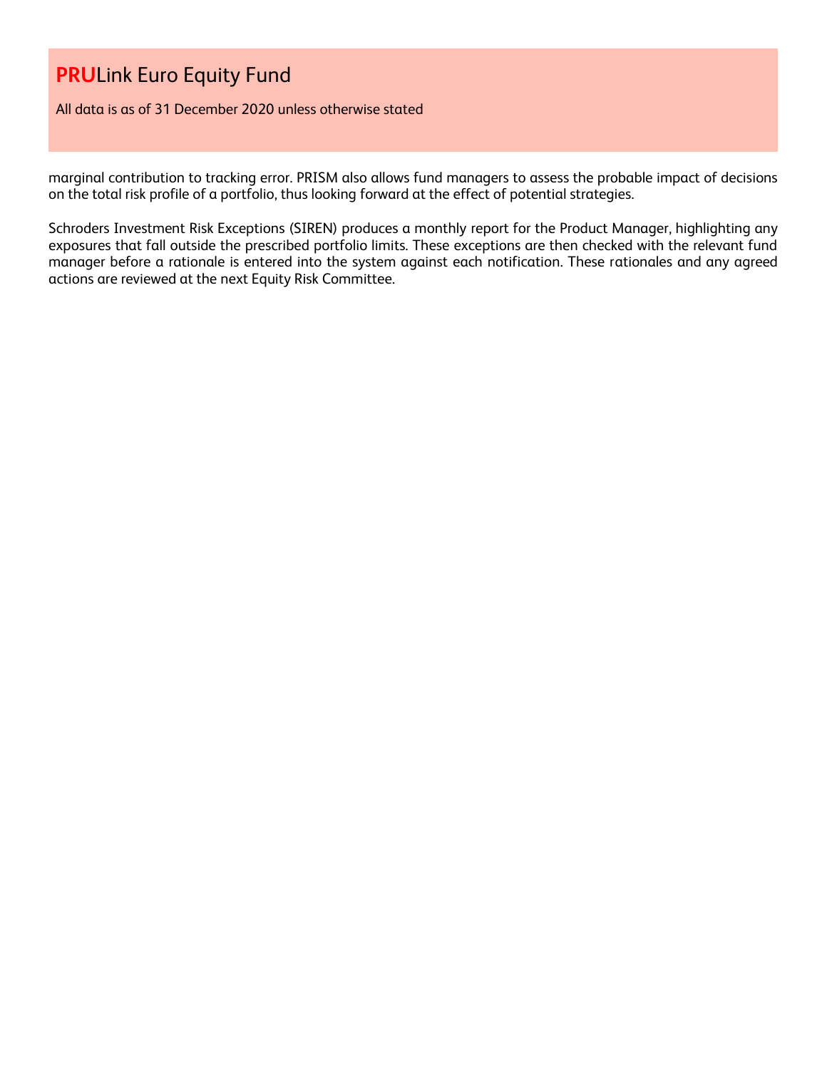marginal contribution to tracking error. PRISM also allows fund managers to assess the probable impact of decisions on the total risk profile of a portfolio, thus looking forward at the effect of potential strategies.

Schroders Investment Risk Exceptions (SIREN) produces a monthly report for the Product Manager, highlighting any exposures that fall outside the prescribed portfolio limits. These exceptions are then checked with the relevant fund manager before a rationale is entered into the system against each notification. These rationales and any agreed actions are reviewed at the next Equity Risk Committee.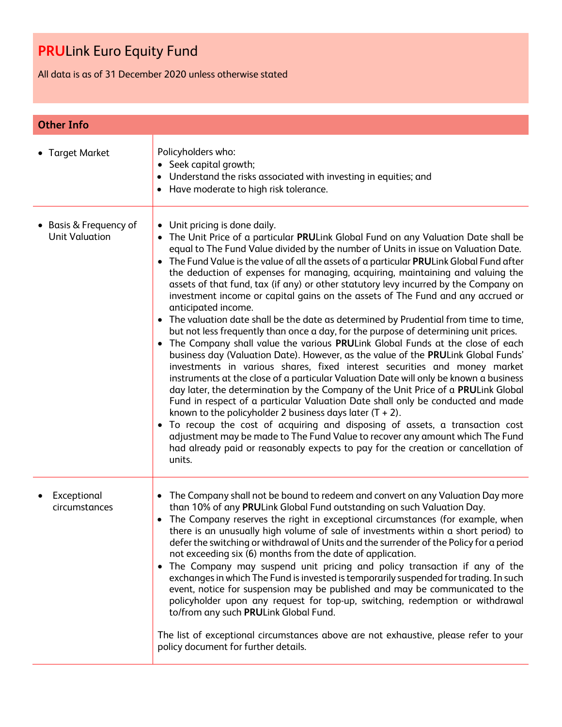# **PRU**Link Euro Equity Fund

All data is as of 31 December 2020 unless otherwise stated

## Other Info

| | |
|---|---|
| • Target Market | Policyholders who:<br>• Seek capital growth;<br>• Understand the risks associated with investing in equities; and<br>• Have moderate to high risk tolerance. |
| • Basis & Frequency of Unit Valuation | • Unit pricing is done daily.<br>• The Unit Price of a particular **PRU**Link Global Fund on any Valuation Date shall be equal to The Fund Value divided by the number of Units in issue on Valuation Date.<br>• The Fund Value is the value of all the assets of a particular **PRU**Link Global Fund after the deduction of expenses for managing, acquiring, maintaining and valuing the assets of that fund, tax (if any) or other statutory levy incurred by the Company on investment income or capital gains on the assets of The Fund and any accrued or anticipated income.<br>• The valuation date shall be the date as determined by Prudential from time to time, but not less frequently than once a day, for the purpose of determining unit prices.<br>• The Company shall value the various **PRU**Link Global Funds at the close of each business day (Valuation Date). However, as the value of the **PRU**Link Global Funds' investments in various shares, fixed interest securities and money market instruments at the close of a particular Valuation Date will only be known a business day later, the determination by the Company of the Unit Price of a **PRU**Link Global Fund in respect of a particular Valuation Date shall only be conducted and made known to the policyholder 2 business days later (T + 2).<br>• To recoup the cost of acquiring and disposing of assets, a transaction cost adjustment may be made to The Fund Value to recover any amount which The Fund had already paid or reasonably expects to pay for the creation or cancellation of units. |
| • Exceptional circumstances | • The Company shall not be bound to redeem and convert on any Valuation Day more than 10% of any **PRU**Link Global Fund outstanding on such Valuation Day.<br>• The Company reserves the right in exceptional circumstances (for example, when there is an unusually high volume of sale of investments within a short period) to defer the switching or withdrawal of Units and the surrender of the Policy for a period not exceeding six (6) months from the date of application.<br>• The Company may suspend unit pricing and policy transaction if any of the exchanges in which The Fund is invested is temporarily suspended for trading. In such event, notice for suspension may be published and may be communicated to the policyholder upon any request for top-up, switching, redemption or withdrawal to/from any such **PRU**Link Global Fund.<br><br>The list of exceptional circumstances above are not exhaustive, please refer to your policy document for further details. |